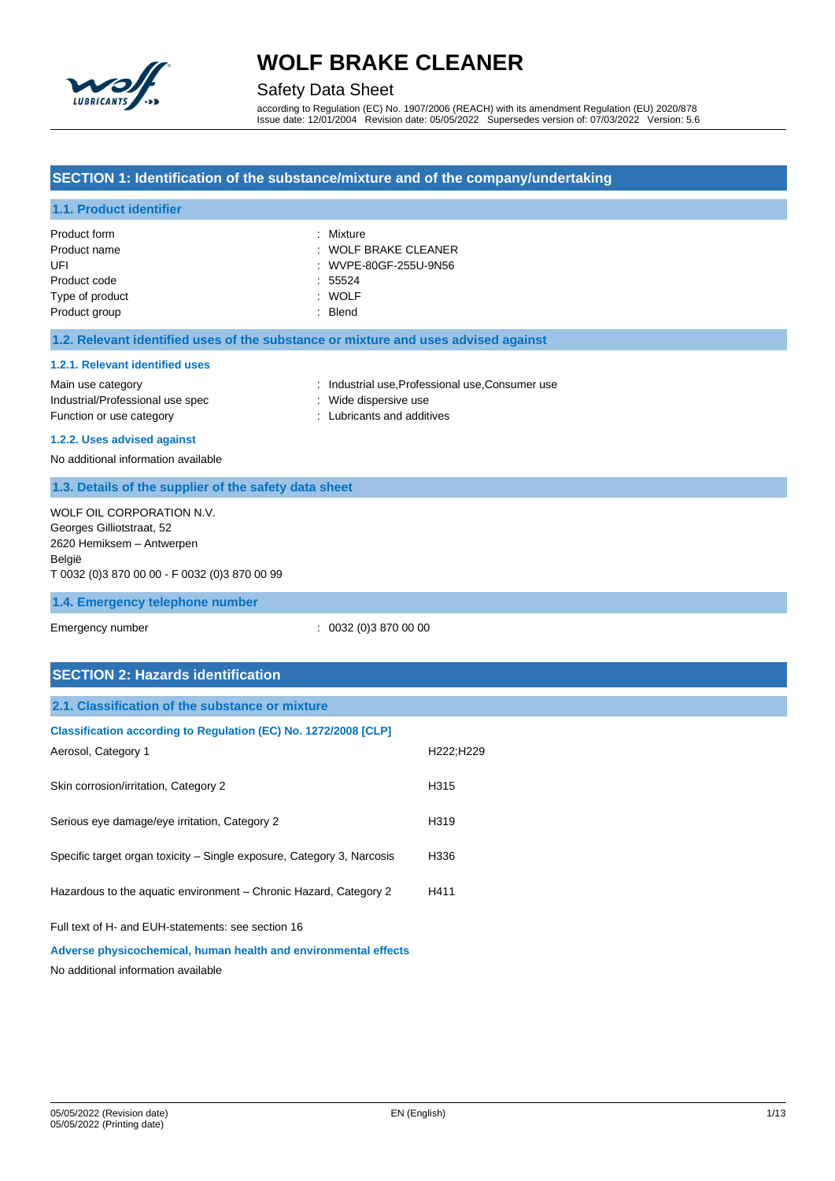# WOLF BRAKE CLEANER

## Safety Data Sheet

according to Regulation (EC) No. 1907/2006 (REACH) with its amendment Regulation (EU) 2020/878
Issue date: 12/01/2004 Revision date: 05/05/2022 Supersedes version of: 07/03/2022 Version: 5.6

## SECTION 1: Identification of the substance/mixture and of the company/undertaking

### 1.1. Product identifier

| | |
|---|---|
| Product form | : Mixture |
| Product name | : WOLF BRAKE CLEANER |
| UFI | : WVPE-80GF-255U-9N56 |
| Product code | : 55524 |
| Type of product | : WOLF |
| Product group | : Blend |

### 1.2. Relevant identified uses of the substance or mixture and uses advised against

#### 1.2.1. Relevant identified uses

| | |
|---|---|
| Main use category | : Industrial use,Professional use,Consumer use |
| Industrial/Professional use spec | : Wide dispersive use |
| Function or use category | : Lubricants and additives |

#### 1.2.2. Uses advised against

No additional information available

### 1.3. Details of the supplier of the safety data sheet

WOLF OIL CORPORATION N.V.
Georges Gilliotstraat, 52
2620 Hemiksem – Antwerpen
België
T 0032 (0)3 870 00 00 - F 0032 (0)3 870 00 99

### 1.4. Emergency telephone number

| | |
|---|---|
| Emergency number | : 0032 (0)3 870 00 00 |

## SECTION 2: Hazards identification

### 2.1. Classification of the substance or mixture

**Classification according to Regulation (EC) No. 1272/2008 [CLP]**

| | |
|---|---|
| Aerosol, Category 1 | H222;H229 |
| Skin corrosion/irritation, Category 2 | H315 |
| Serious eye damage/eye irritation, Category 2 | H319 |
| Specific target organ toxicity – Single exposure, Category 3, Narcosis | H336 |
| Hazardous to the aquatic environment – Chronic Hazard, Category 2 | H411 |

Full text of H- and EUH-statements: see section 16

**Adverse physicochemical, human health and environmental effects**

No additional information available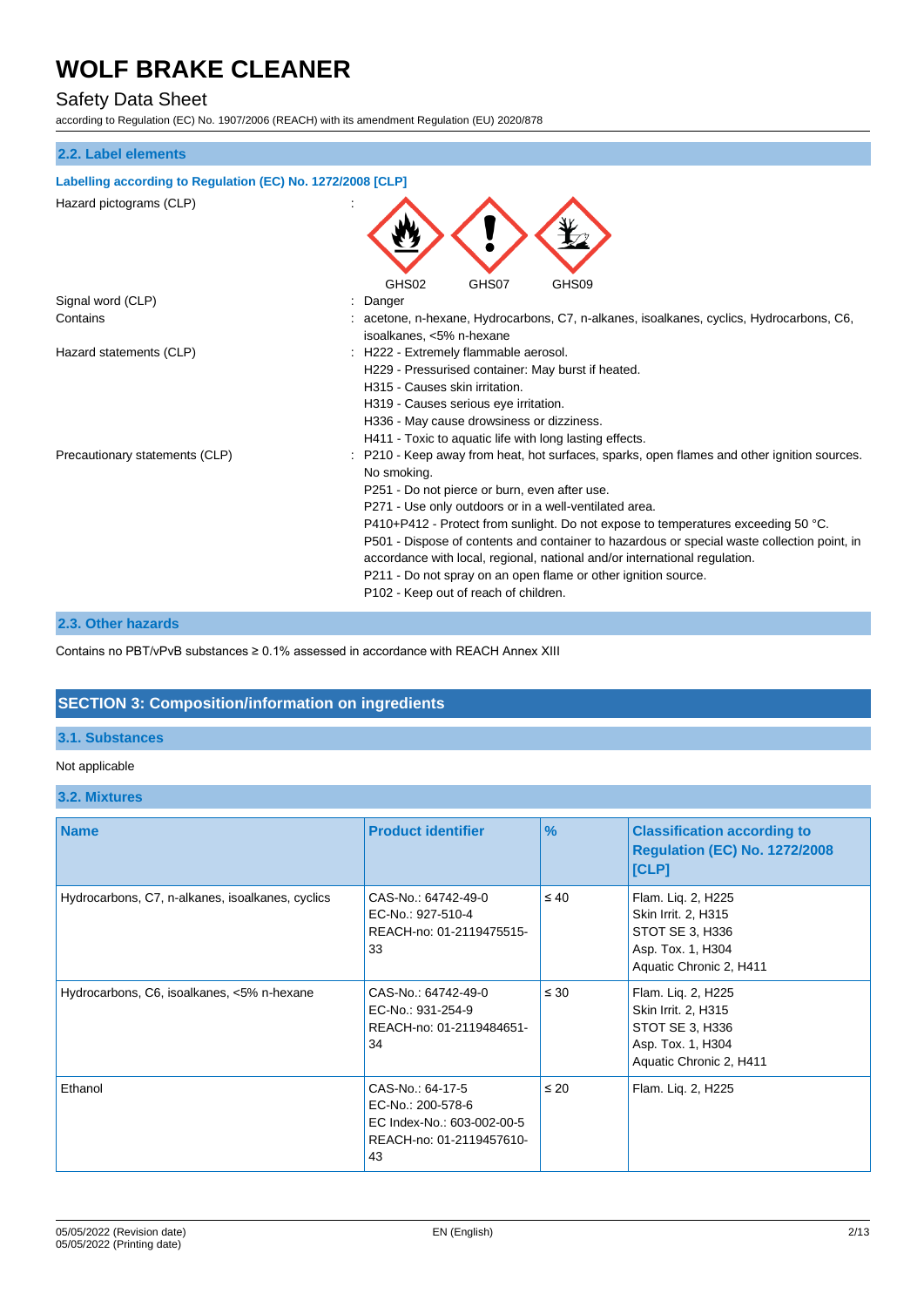### 2.2. Label elements

**Labelling according to Regulation (EC) No. 1272/2008 [CLP]**

| | |
|---|---|
| Hazard pictograms (CLP) | : GHS02 GHS07 GHS09 |
| Signal word (CLP) | : Danger |
| Contains | : acetone, n-hexane, Hydrocarbons, C7, n-alkanes, isoalkanes, cyclics, Hydrocarbons, C6, isoalkanes, <5% n-hexane |
| Hazard statements (CLP) | : H222 - Extremely flammable aerosol.<br>H229 - Pressurised container: May burst if heated.<br>H315 - Causes skin irritation.<br>H319 - Causes serious eye irritation.<br>H336 - May cause drowsiness or dizziness.<br>H411 - Toxic to aquatic life with long lasting effects. |
| Precautionary statements (CLP) | : P210 - Keep away from heat, hot surfaces, sparks, open flames and other ignition sources. No smoking.<br>P251 - Do not pierce or burn, even after use.<br>P271 - Use only outdoors or in a well-ventilated area.<br>P410+P412 - Protect from sunlight. Do not expose to temperatures exceeding 50 °C.<br>P501 - Dispose of contents and container to hazardous or special waste collection point, in accordance with local, regional, national and/or international regulation.<br>P211 - Do not spray on an open flame or other ignition source.<br>P102 - Keep out of reach of children. |

### 2.3. Other hazards

Contains no PBT/vPvB substances ≥ 0.1% assessed in accordance with REACH Annex XIII

## SECTION 3: Composition/information on ingredients

### 3.1. Substances

Not applicable

### 3.2. Mixtures

| Name | Product identifier | % | Classification according to Regulation (EC) No. 1272/2008 [CLP] |
|---|---|---|---|
| Hydrocarbons, C7, n-alkanes, isoalkanes, cyclics | CAS-No.: 64742-49-0<br>EC-No.: 927-510-4<br>REACH-no: 01-2119475515-33 | ≤ 40 | Flam. Liq. 2, H225<br>Skin Irrit. 2, H315<br>STOT SE 3, H336<br>Asp. Tox. 1, H304<br>Aquatic Chronic 2, H411 |
| Hydrocarbons, C6, isoalkanes, <5% n-hexane | CAS-No.: 64742-49-0<br>EC-No.: 931-254-9<br>REACH-no: 01-2119484651-34 | ≤ 30 | Flam. Liq. 2, H225<br>Skin Irrit. 2, H315<br>STOT SE 3, H336<br>Asp. Tox. 1, H304<br>Aquatic Chronic 2, H411 |
| Ethanol | CAS-No.: 64-17-5<br>EC-No.: 200-578-6<br>EC Index-No.: 603-002-00-5<br>REACH-no: 01-2119457610-43 | ≤ 20 | Flam. Liq. 2, H225 |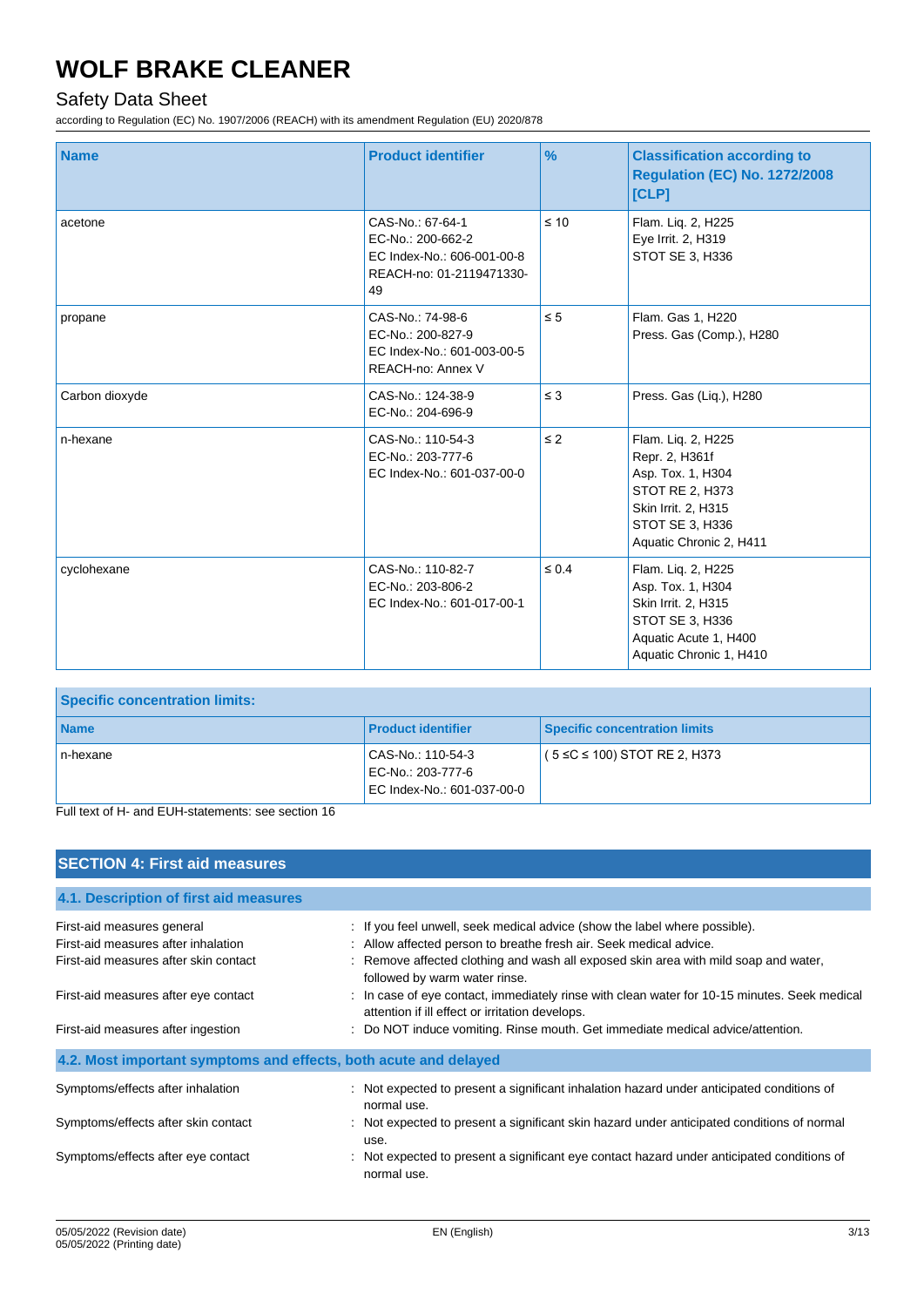| Name | Product identifier | % | Classification according to Regulation (EC) No. 1272/2008 [CLP] |
|---|---|---|---|
| acetone | CAS-No.: 67-64-1<br>EC-No.: 200-662-2<br>EC Index-No.: 606-001-00-8<br>REACH-no: 01-2119471330-49 | ≤ 10 | Flam. Liq. 2, H225<br>Eye Irrit. 2, H319<br>STOT SE 3, H336 |
| propane | CAS-No.: 74-98-6<br>EC-No.: 200-827-9<br>EC Index-No.: 601-003-00-5<br>REACH-no: Annex V | ≤ 5 | Flam. Gas 1, H220<br>Press. Gas (Comp.), H280 |
| Carbon dioxyde | CAS-No.: 124-38-9<br>EC-No.: 204-696-9 | ≤ 3 | Press. Gas (Liq.), H280 |
| n-hexane | CAS-No.: 110-54-3<br>EC-No.: 203-777-6<br>EC Index-No.: 601-037-00-0 | ≤ 2 | Flam. Liq. 2, H225<br>Repr. 2, H361f<br>Asp. Tox. 1, H304<br>STOT RE 2, H373<br>Skin Irrit. 2, H315<br>STOT SE 3, H336<br>Aquatic Chronic 2, H411 |
| cyclohexane | CAS-No.: 110-82-7<br>EC-No.: 203-806-2<br>EC Index-No.: 601-017-00-1 | ≤ 0.4 | Flam. Liq. 2, H225<br>Asp. Tox. 1, H304<br>Skin Irrit. 2, H315<br>STOT SE 3, H336<br>Aquatic Acute 1, H400<br>Aquatic Chronic 1, H410 |

**Specific concentration limits:**

| Name | Product identifier | Specific concentration limits |
|---|---|---|
| n-hexane | CAS-No.: 110-54-3<br>EC-No.: 203-777-6<br>EC Index-No.: 601-037-00-0 | ( 5 ≤C ≤ 100) STOT RE 2, H373 |

Full text of H- and EUH-statements: see section 16

## SECTION 4: First aid measures

### 4.1. Description of first aid measures

First-aid measures general : If you feel unwell, seek medical advice (show the label where possible).

First-aid measures after inhalation : Allow affected person to breathe fresh air. Seek medical advice.

First-aid measures after skin contact : Remove affected clothing and wash all exposed skin area with mild soap and water, followed by warm water rinse.

First-aid measures after eye contact : In case of eye contact, immediately rinse with clean water for 10-15 minutes. Seek medical attention if ill effect or irritation develops.

First-aid measures after ingestion : Do NOT induce vomiting. Rinse mouth. Get immediate medical advice/attention.

### 4.2. Most important symptoms and effects, both acute and delayed

Symptoms/effects after inhalation : Not expected to present a significant inhalation hazard under anticipated conditions of normal use.

Symptoms/effects after skin contact : Not expected to present a significant skin hazard under anticipated conditions of normal use.

Symptoms/effects after eye contact : Not expected to present a significant eye contact hazard under anticipated conditions of normal use.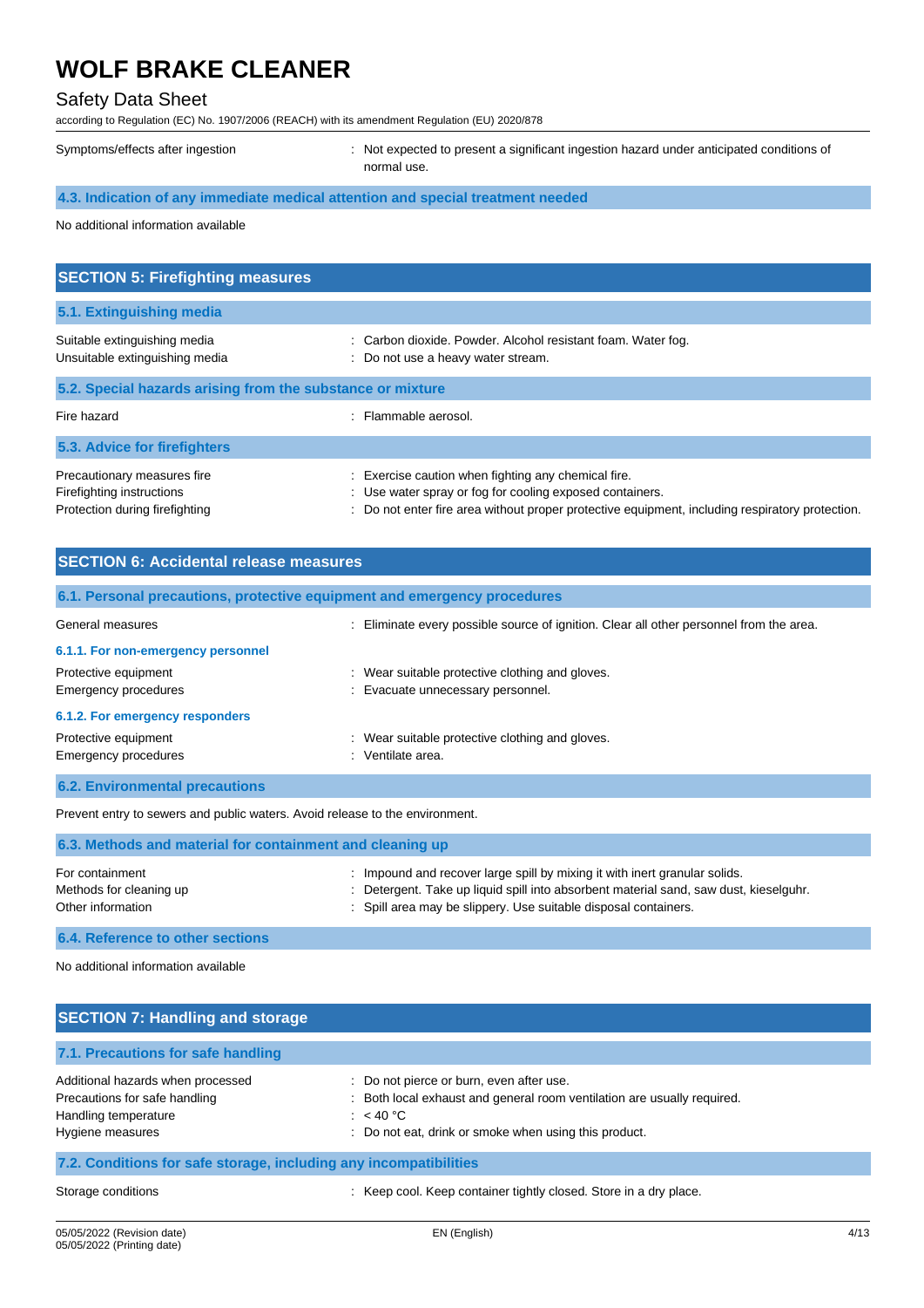| | |
|---|---|
| Symptoms/effects after ingestion | : Not expected to present a significant ingestion hazard under anticipated conditions of normal use. |

### 4.3. Indication of any immediate medical attention and special treatment needed

No additional information available

## SECTION 5: Firefighting measures

### 5.1. Extinguishing media

| | |
|---|---|
| Suitable extinguishing media | : Carbon dioxide. Powder. Alcohol resistant foam. Water fog. |
| Unsuitable extinguishing media | : Do not use a heavy water stream. |

### 5.2. Special hazards arising from the substance or mixture

| | |
|---|---|
| Fire hazard | : Flammable aerosol. |

### 5.3. Advice for firefighters

| | |
|---|---|
| Precautionary measures fire | : Exercise caution when fighting any chemical fire. |
| Firefighting instructions | : Use water spray or fog for cooling exposed containers. |
| Protection during firefighting | : Do not enter fire area without proper protective equipment, including respiratory protection. |

## SECTION 6: Accidental release measures

### 6.1. Personal precautions, protective equipment and emergency procedures

| | |
|---|---|
| General measures | : Eliminate every possible source of ignition. Clear all other personnel from the area. |

#### 6.1.1. For non-emergency personnel

| | |
|---|---|
| Protective equipment | : Wear suitable protective clothing and gloves. |
| Emergency procedures | : Evacuate unnecessary personnel. |

#### 6.1.2. For emergency responders

| | |
|---|---|
| Protective equipment | : Wear suitable protective clothing and gloves. |
| Emergency procedures | : Ventilate area. |

### 6.2. Environmental precautions

Prevent entry to sewers and public waters. Avoid release to the environment.

### 6.3. Methods and material for containment and cleaning up

| | |
|---|---|
| For containment | : Impound and recover large spill by mixing it with inert granular solids. |
| Methods for cleaning up | : Detergent. Take up liquid spill into absorbent material sand, saw dust, kieselguhr. |
| Other information | : Spill area may be slippery. Use suitable disposal containers. |

### 6.4. Reference to other sections

No additional information available

## SECTION 7: Handling and storage

### 7.1. Precautions for safe handling

| | |
|---|---|
| Additional hazards when processed | : Do not pierce or burn, even after use. |
| Precautions for safe handling | : Both local exhaust and general room ventilation are usually required. |
| Handling temperature | : < 40 °C |
| Hygiene measures | : Do not eat, drink or smoke when using this product. |

### 7.2. Conditions for safe storage, including any incompatibilities

| | |
|---|---|
| Storage conditions | : Keep cool. Keep container tightly closed. Store in a dry place. |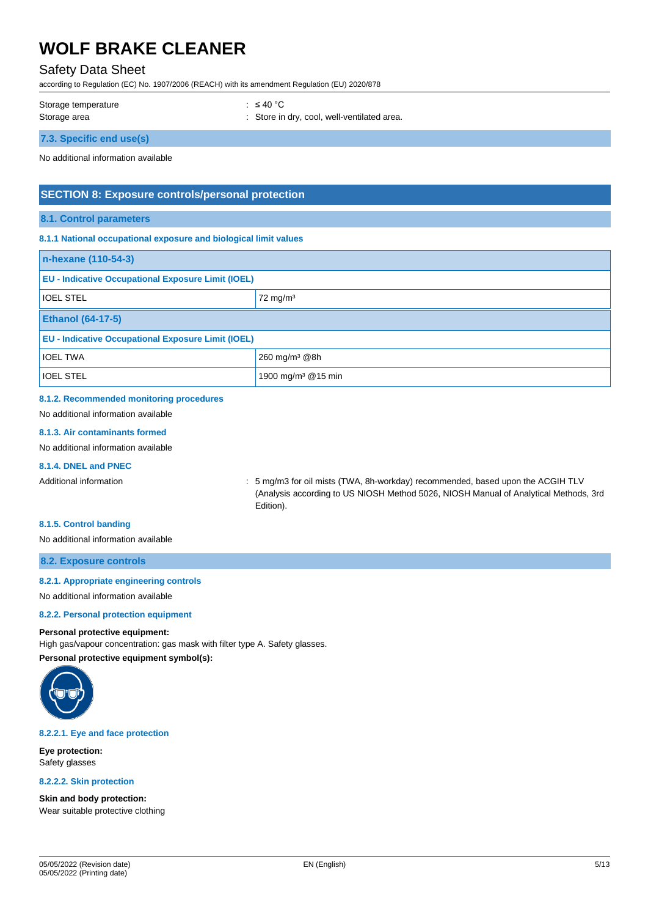| | |
|---|---|
| Storage temperature | : ≤ 40 °C |
| Storage area | : Store in dry, cool, well-ventilated area. |

### 7.3. Specific end use(s)

No additional information available

## SECTION 8: Exposure controls/personal protection

### 8.1. Control parameters

#### 8.1.1 National occupational exposure and biological limit values

| n-hexane (110-54-3) | |
|---|---|
| **EU - Indicative Occupational Exposure Limit (IOEL)** | |
| IOEL STEL | 72 mg/m³ |
| **Ethanol (64-17-5)** | |
| **EU - Indicative Occupational Exposure Limit (IOEL)** | |
| IOEL TWA | 260 mg/m³ @8h |
| IOEL STEL | 1900 mg/m³ @15 min |

#### 8.1.2. Recommended monitoring procedures

No additional information available

#### 8.1.3. Air contaminants formed

No additional information available

#### 8.1.4. DNEL and PNEC

Additional information : 5 mg/m3 for oil mists (TWA, 8h-workday) recommended, based upon the ACGIH TLV (Analysis according to US NIOSH Method 5026, NIOSH Manual of Analytical Methods, 3rd Edition).

#### 8.1.5. Control banding

No additional information available

### 8.2. Exposure controls

#### 8.2.1. Appropriate engineering controls

No additional information available

#### 8.2.2. Personal protection equipment

**Personal protective equipment:**
High gas/vapour concentration: gas mask with filter type A. Safety glasses.

**Personal protective equipment symbol(s):**

#### 8.2.2.1. Eye and face protection

**Eye protection:**
Safety glasses

#### 8.2.2.2. Skin protection

**Skin and body protection:**
Wear suitable protective clothing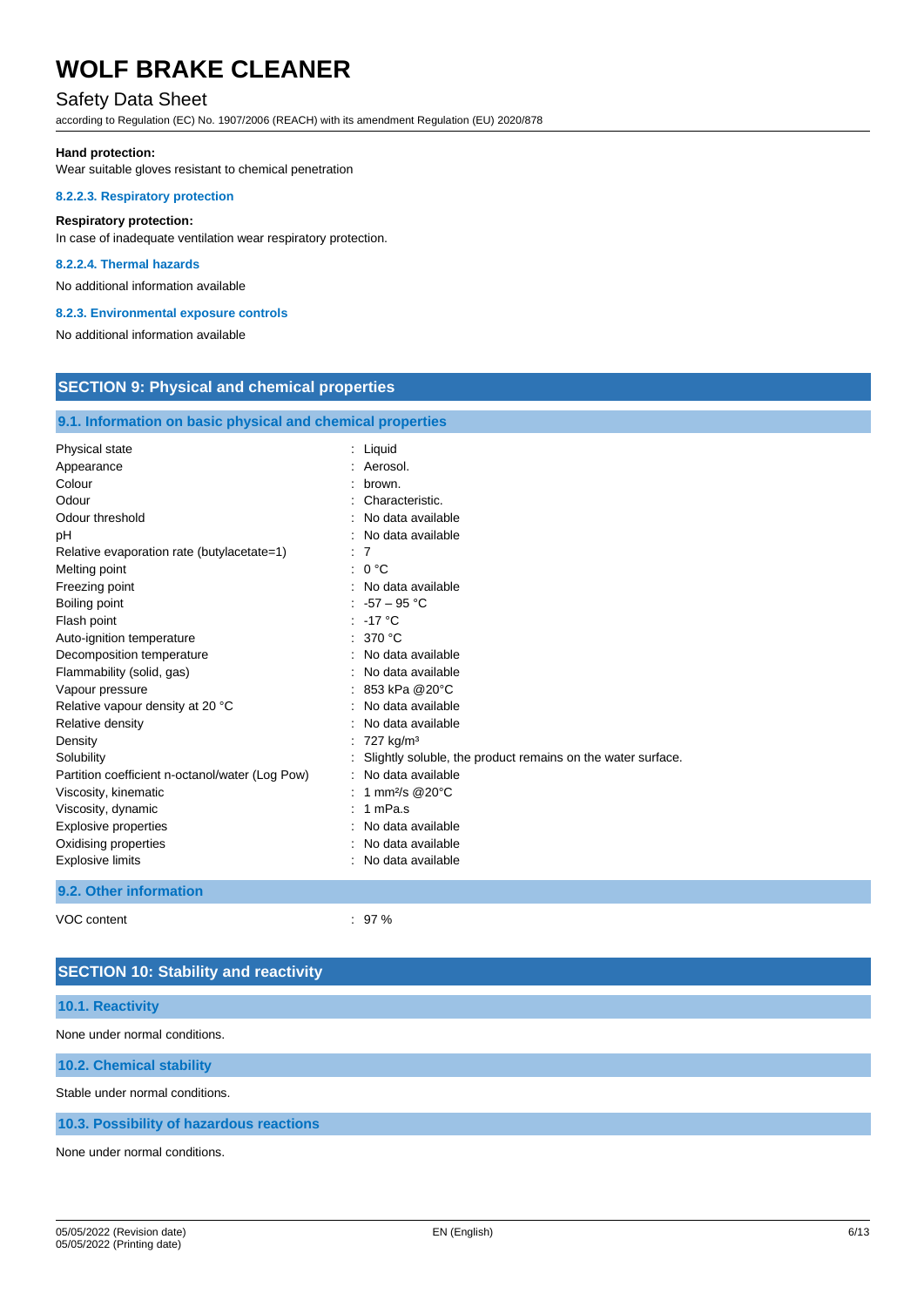**Hand protection:**

Wear suitable gloves resistant to chemical penetration

#### 8.2.2.3. Respiratory protection

**Respiratory protection:**

In case of inadequate ventilation wear respiratory protection.

#### 8.2.2.4. Thermal hazards

No additional information available

#### 8.2.3. Environmental exposure controls

No additional information available

## SECTION 9: Physical and chemical properties

### 9.1. Information on basic physical and chemical properties

| Property | Value |
|---|---|
| Physical state | : Liquid |
| Appearance | : Aerosol. |
| Colour | : brown. |
| Odour | : Characteristic. |
| Odour threshold | : No data available |
| pH | : No data available |
| Relative evaporation rate (butylacetate=1) | : 7 |
| Melting point | : 0 °C |
| Freezing point | : No data available |
| Boiling point | : -57 – 95 °C |
| Flash point | : -17 °C |
| Auto-ignition temperature | : 370 °C |
| Decomposition temperature | : No data available |
| Flammability (solid, gas) | : No data available |
| Vapour pressure | : 853 kPa @20°C |
| Relative vapour density at 20 °C | : No data available |
| Relative density | : No data available |
| Density | : 727 kg/m³ |
| Solubility | : Slightly soluble, the product remains on the water surface. |
| Partition coefficient n-octanol/water (Log Pow) | : No data available |
| Viscosity, kinematic | : 1 mm²/s @20°C |
| Viscosity, dynamic | : 1 mPa.s |
| Explosive properties | : No data available |
| Oxidising properties | : No data available |
| Explosive limits | : No data available |

### 9.2. Other information

| Property | Value |
|---|---|
| VOC content | : 97 % |

## SECTION 10: Stability and reactivity

### 10.1. Reactivity

None under normal conditions.

### 10.2. Chemical stability

Stable under normal conditions.

### 10.3. Possibility of hazardous reactions

None under normal conditions.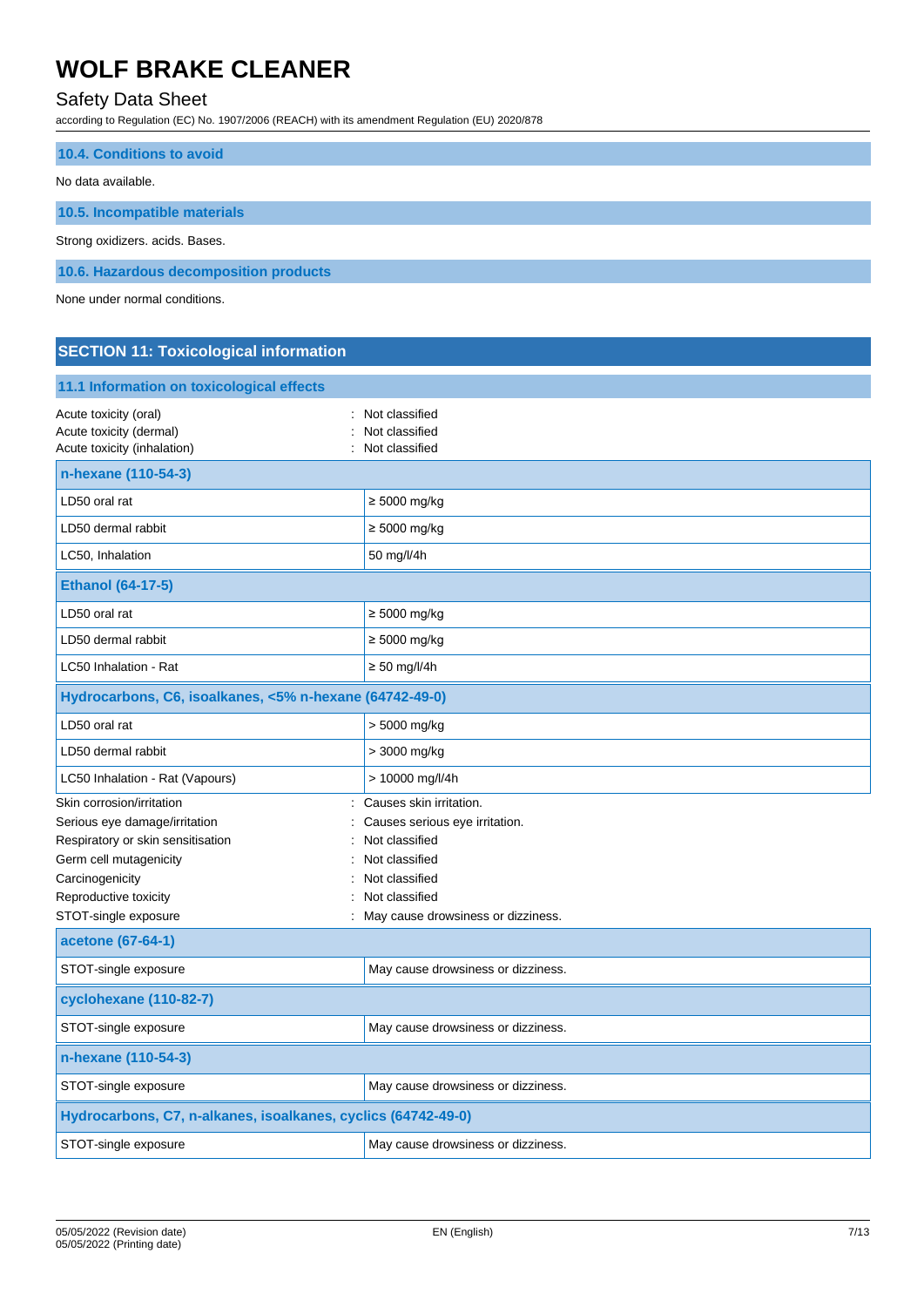### 10.4. Conditions to avoid

No data available.

### 10.5. Incompatible materials

Strong oxidizers. acids. Bases.

### 10.6. Hazardous decomposition products

None under normal conditions.

## SECTION 11: Toxicological information

### 11.1 Information on toxicological effects

Acute toxicity (oral) : Not classified
Acute toxicity (dermal) : Not classified
Acute toxicity (inhalation) : Not classified

| n-hexane (110-54-3) | |
|---|---|
| LD50 oral rat | ≥ 5000 mg/kg |
| LD50 dermal rabbit | ≥ 5000 mg/kg |
| LC50, Inhalation | 50 mg/l/4h |
| **Ethanol (64-17-5)** | |
| LD50 oral rat | ≥ 5000 mg/kg |
| LD50 dermal rabbit | ≥ 5000 mg/kg |
| LC50 Inhalation - Rat | ≥ 50 mg/l/4h |
| **Hydrocarbons, C6, isoalkanes, <5% n-hexane (64742-49-0)** | |
| LD50 oral rat | > 5000 mg/kg |
| LD50 dermal rabbit | > 3000 mg/kg |
| LC50 Inhalation - Rat (Vapours) | > 10000 mg/l/4h |

Skin corrosion/irritation : Causes skin irritation.
Serious eye damage/irritation : Causes serious eye irritation.
Respiratory or skin sensitisation : Not classified
Germ cell mutagenicity : Not classified
Carcinogenicity : Not classified
Reproductive toxicity : Not classified
STOT-single exposure : May cause drowsiness or dizziness.

| acetone (67-64-1) | |
|---|---|
| STOT-single exposure | May cause drowsiness or dizziness. |
| **cyclohexane (110-82-7)** | |
| STOT-single exposure | May cause drowsiness or dizziness. |
| **n-hexane (110-54-3)** | |
| STOT-single exposure | May cause drowsiness or dizziness. |
| **Hydrocarbons, C7, n-alkanes, isoalkanes, cyclics (64742-49-0)** | |
| STOT-single exposure | May cause drowsiness or dizziness. |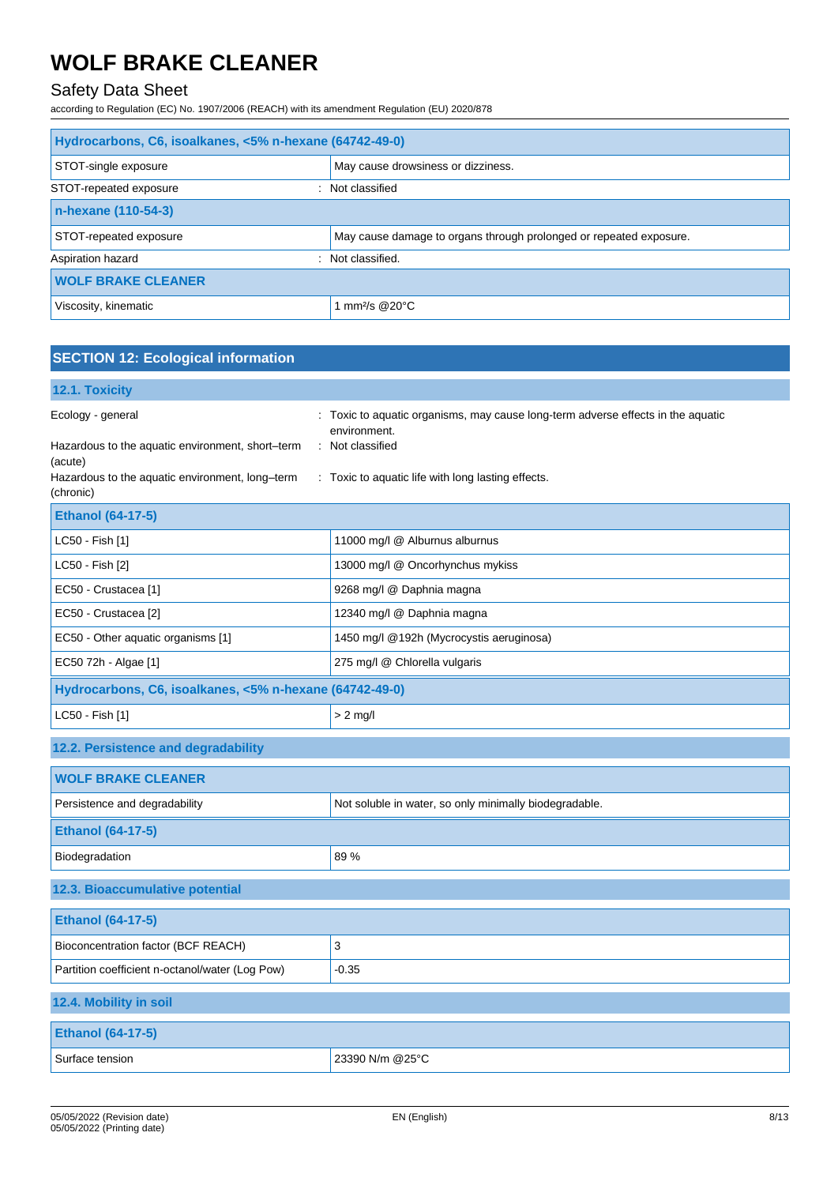| Hydrocarbons, C6, isoalkanes, <5% n-hexane (64742-49-0) | |
|---|---|
| STOT-single exposure | May cause drowsiness or dizziness. |

STOT-repeated exposure : Not classified

| n-hexane (110-54-3) | |
|---|---|
| STOT-repeated exposure | May cause damage to organs through prolonged or repeated exposure. |

Aspiration hazard : Not classified.

| WOLF BRAKE CLEANER | |
|---|---|
| Viscosity, kinematic | 1 $mm^2/s$ @20°C |

## SECTION 12: Ecological information

### 12.1. Toxicity

Ecology - general : Toxic to aquatic organisms, may cause long-term adverse effects in the aquatic environment.

Hazardous to the aquatic environment, short–term (acute) : Not classified

Hazardous to the aquatic environment, long–term (chronic) : Toxic to aquatic life with long lasting effects.

| Ethanol (64-17-5) | |
|---|---|
| LC50 - Fish [1] | 11000 mg/l @ Alburnus alburnus |
| LC50 - Fish [2] | 13000 mg/l @ Oncorhynchus mykiss |
| EC50 - Crustacea [1] | 9268 mg/l @ Daphnia magna |
| EC50 - Crustacea [2] | 12340 mg/l @ Daphnia magna |
| EC50 - Other aquatic organisms [1] | 1450 mg/l @192h (Mycrocystis aeruginosa) |
| EC50 72h - Algae [1] | 275 mg/l @ Chlorella vulgaris |

| Hydrocarbons, C6, isoalkanes, <5% n-hexane (64742-49-0) | |
|---|---|
| LC50 - Fish [1] | > 2 mg/l |

### 12.2. Persistence and degradability

| WOLF BRAKE CLEANER | |
|---|---|
| Persistence and degradability | Not soluble in water, so only minimally biodegradable. |

| Ethanol (64-17-5) | |
|---|---|
| Biodegradation | 89 % |

### 12.3. Bioaccumulative potential

| Ethanol (64-17-5) | |
|---|---|
| Bioconcentration factor (BCF REACH) | 3 |
| Partition coefficient n-octanol/water (Log Pow) | -0.35 |

### 12.4. Mobility in soil

| Ethanol (64-17-5) | |
|---|---|
| Surface tension | 23390 N/m @25°C |

05/05/2022 (Revision date)
05/05/2022 (Printing date)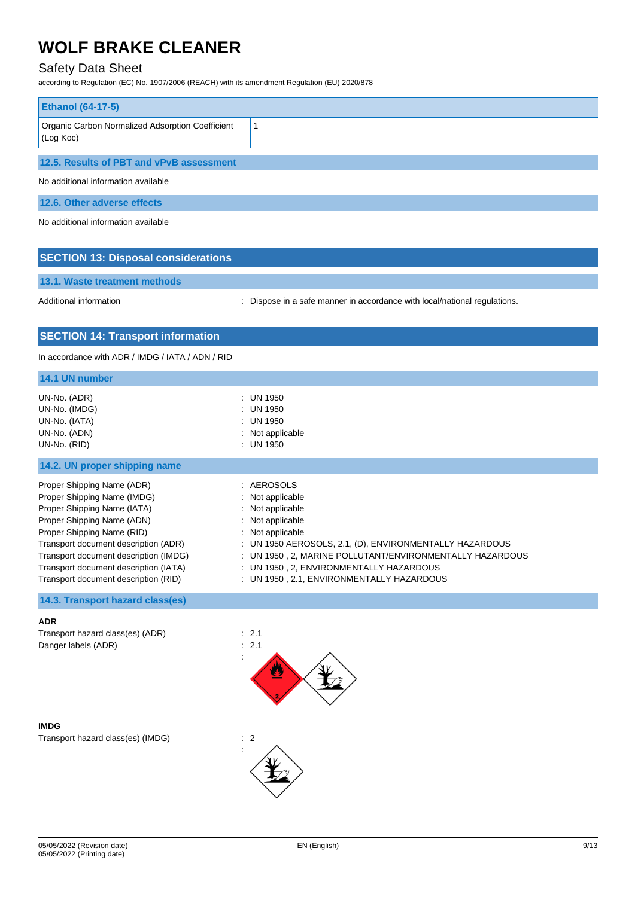| Ethanol (64-17-5) | |
|---|---|
| Organic Carbon Normalized Adsorption Coefficient (Log Koc) | 1 |

### 12.5. Results of PBT and vPvB assessment

No additional information available

### 12.6. Other adverse effects

No additional information available

## SECTION 13: Disposal considerations

### 13.1. Waste treatment methods

Additional information : Dispose in a safe manner in accordance with local/national regulations.

## SECTION 14: Transport information

In accordance with ADR / IMDG / IATA / ADN / RID

### 14.1 UN number

| | |
|---|---|
| UN-No. (ADR) | : UN 1950 |
| UN-No. (IMDG) | : UN 1950 |
| UN-No. (IATA) | : UN 1950 |
| UN-No. (ADN) | : Not applicable |
| UN-No. (RID) | : UN 1950 |

### 14.2. UN proper shipping name

| | |
|---|---|
| Proper Shipping Name (ADR) | : AEROSOLS |
| Proper Shipping Name (IMDG) | : Not applicable |
| Proper Shipping Name (IATA) | : Not applicable |
| Proper Shipping Name (ADN) | : Not applicable |
| Proper Shipping Name (RID) | : Not applicable |
| Transport document description (ADR) | : UN 1950 AEROSOLS, 2.1, (D), ENVIRONMENTALLY HAZARDOUS |
| Transport document description (IMDG) | : UN 1950 , 2, MARINE POLLUTANT/ENVIRONMENTALLY HAZARDOUS |
| Transport document description (IATA) | : UN 1950 , 2, ENVIRONMENTALLY HAZARDOUS |
| Transport document description (RID) | : UN 1950 , 2.1, ENVIRONMENTALLY HAZARDOUS |

### 14.3. Transport hazard class(es)

**ADR**

| | |
|---|---|
| Transport hazard class(es) (ADR) | : 2.1 |
| Danger labels (ADR) | : 2.1 |
| | : |

**IMDG**

| | |
|---|---|
| Transport hazard class(es) (IMDG) | : 2 |
| | : |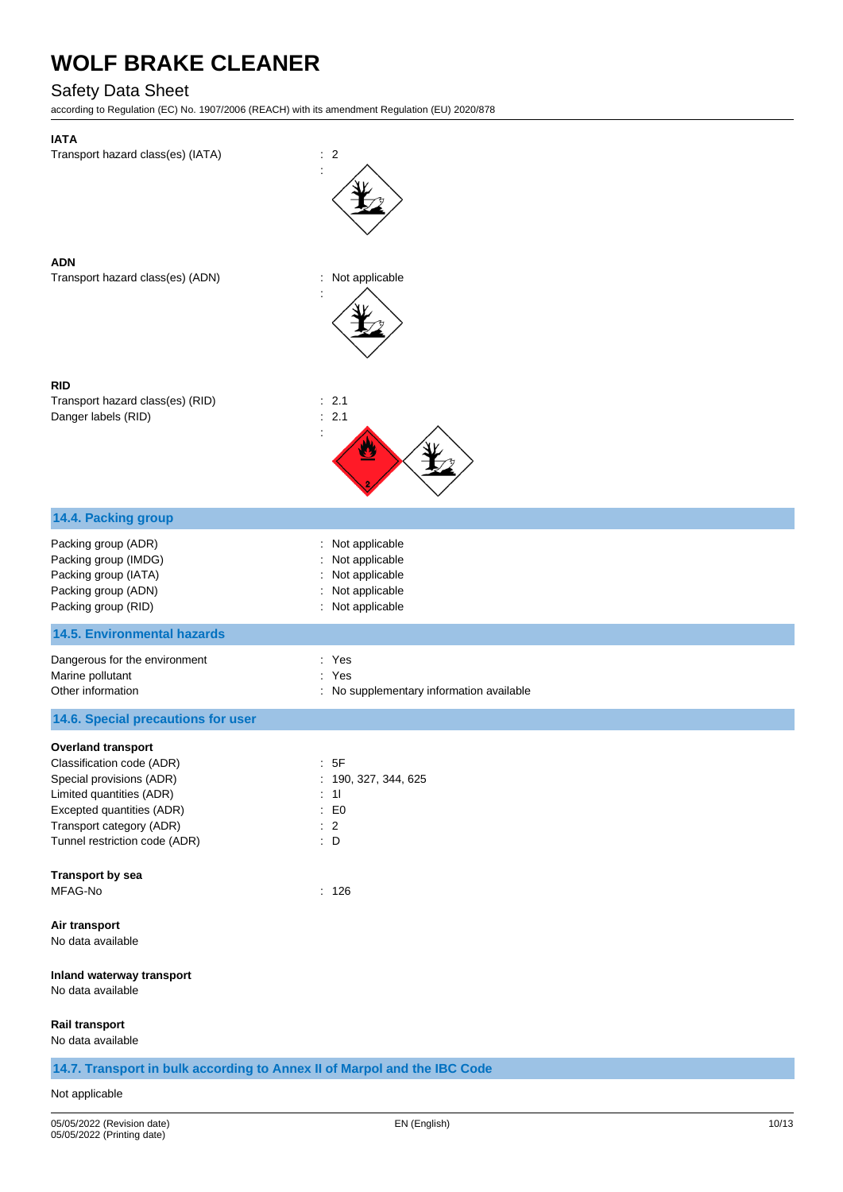**IATA**

Transport hazard class(es) (IATA) : 2

:

**ADN**

Transport hazard class(es) (ADN) : Not applicable

:

**RID**

Transport hazard class(es) (RID) : 2.1

Danger labels (RID) : 2.1

:

## 14.4. Packing group

| | |
|---|---|
| Packing group (ADR) | : Not applicable |
| Packing group (IMDG) | : Not applicable |
| Packing group (IATA) | : Not applicable |
| Packing group (ADN) | : Not applicable |
| Packing group (RID) | : Not applicable |

## 14.5. Environmental hazards

| | |
|---|---|
| Dangerous for the environment | : Yes |
| Marine pollutant | : Yes |
| Other information | : No supplementary information available |

## 14.6. Special precautions for user

**Overland transport**

| | |
|---|---|
| Classification code (ADR) | : 5F |
| Special provisions (ADR) | : 190, 327, 344, 625 |
| Limited quantities (ADR) | : 1l |
| Excepted quantities (ADR) | : E0 |
| Transport category (ADR) | : 2 |
| Tunnel restriction code (ADR) | : D |

**Transport by sea**

MFAG-No : 126

**Air transport**

No data available

**Inland waterway transport**

No data available

**Rail transport**

No data available

## 14.7. Transport in bulk according to Annex II of Marpol and the IBC Code

Not applicable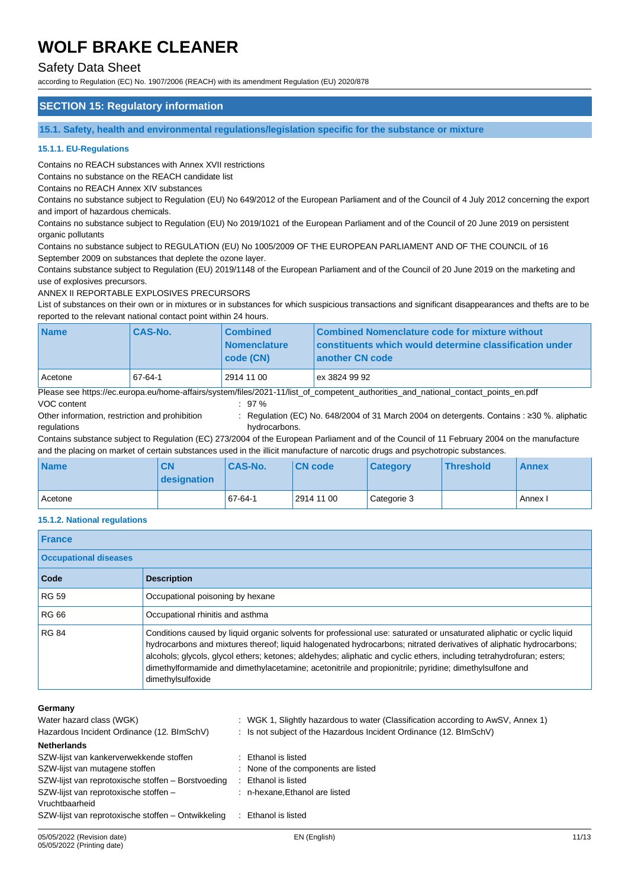# WOLF BRAKE CLEANER

Safety Data Sheet

according to Regulation (EC) No. 1907/2006 (REACH) with its amendment Regulation (EU) 2020/878

## SECTION 15: Regulatory information

### 15.1. Safety, health and environmental regulations/legislation specific for the substance or mixture

#### 15.1.1. EU-Regulations

Contains no REACH substances with Annex XVII restrictions

Contains no substance on the REACH candidate list

Contains no REACH Annex XIV substances

Contains no substance subject to Regulation (EU) No 649/2012 of the European Parliament and of the Council of 4 July 2012 concerning the export and import of hazardous chemicals.

Contains no substance subject to Regulation (EU) No 2019/1021 of the European Parliament and of the Council of 20 June 2019 on persistent organic pollutants

Contains no substance subject to REGULATION (EU) No 1005/2009 OF THE EUROPEAN PARLIAMENT AND OF THE COUNCIL of 16 September 2009 on substances that deplete the ozone layer.

Contains substance subject to Regulation (EU) 2019/1148 of the European Parliament and of the Council of 20 June 2019 on the marketing and use of explosives precursors.

ANNEX II REPORTABLE EXPLOSIVES PRECURSORS

List of substances on their own or in mixtures or in substances for which suspicious transactions and significant disappearances and thefts are to be reported to the relevant national contact point within 24 hours.

| Name | CAS-No. | Combined Nomenclature code (CN) | Combined Nomenclature code for mixture without constituents which would determine classification under another CN code |
|---|---|---|---|
| Acetone | 67-64-1 | 2914 11 00 | ex 3824 99 92 |

Please see https://ec.europa.eu/home-affairs/system/files/2021-11/list_of_competent_authorities_and_national_contact_points_en.pdf

VOC content : 97 %

Other information, restriction and prohibition regulations : Regulation (EC) No. 648/2004 of 31 March 2004 on detergents. Contains : ≥30 %. aliphatic hydrocarbons.

Contains substance subject to Regulation (EC) 273/2004 of the European Parliament and of the Council of 11 February 2004 on the manufacture and the placing on market of certain substances used in the illicit manufacture of narcotic drugs and psychotropic substances.

| Name | CN designation | CAS-No. | CN code | Category | Threshold | Annex |
|---|---|---|---|---|---|---|
| Acetone | | 67-64-1 | 2914 11 00 | Categorie 3 | | Annex I |

#### 15.1.2. National regulations

| France | |
|---|---|
| **Occupational diseases** | |
| **Code** | **Description** |
| RG 59 | Occupational poisoning by hexane |
| RG 66 | Occupational rhinitis and asthma |
| RG 84 | Conditions caused by liquid organic solvents for professional use: saturated or unsaturated aliphatic or cyclic liquid hydrocarbons and mixtures thereof; liquid halogenated hydrocarbons; nitrated derivatives of aliphatic hydrocarbons; alcohols; glycols, glycol ethers; ketones; aldehydes; aliphatic and cyclic ethers, including tetrahydrofuran; esters; dimethylformamide and dimethylacetamine; acetonitrile and propionitrile; pyridine; dimethylsulfone and dimethylsulfoxide |

**Germany**

Water hazard class (WGK) : WGK 1, Slightly hazardous to water (Classification according to AwSV, Annex 1)

Hazardous Incident Ordinance (12. BImSchV) : Is not subject of the Hazardous Incident Ordinance (12. BImSchV)

**Netherlands**

SZW-lijst van kankerverwekkende stoffen : Ethanol is listed

SZW-lijst van mutagene stoffen : None of the components are listed

SZW-lijst van reprotoxische stoffen – Borstvoeding : Ethanol is listed

SZW-lijst van reprotoxische stoffen – Vruchtbaarheid : n-hexane,Ethanol are listed

SZW-lijst van reprotoxische stoffen – Ontwikkeling : Ethanol is listed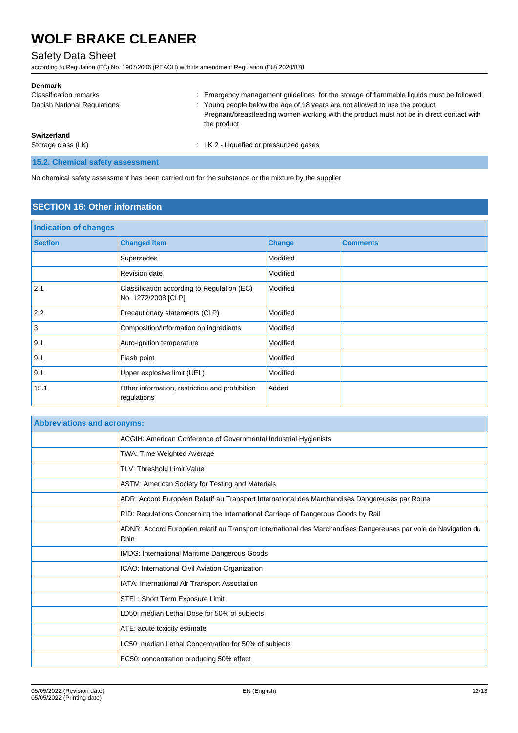**Denmark**

Classification remarks : Emergency management guidelines for the storage of flammable liquids must be followed

Danish National Regulations : Young people below the age of 18 years are not allowed to use the product
Pregnant/breastfeeding women working with the product must not be in direct contact with the product

**Switzerland**

Storage class (LK) : LK 2 - Liquefied or pressurized gases

### 15.2. Chemical safety assessment

No chemical safety assessment has been carried out for the substance or the mixture by the supplier

## SECTION 16: Other information

**Indication of changes**

| Section | Changed item | Change | Comments |
|---|---|---|---|
| | Supersedes | Modified | |
| | Revision date | Modified | |
| 2.1 | Classification according to Regulation (EC) No. 1272/2008 [CLP] | Modified | |
| 2.2 | Precautionary statements (CLP) | Modified | |
| 3 | Composition/information on ingredients | Modified | |
| 9.1 | Auto-ignition temperature | Modified | |
| 9.1 | Flash point | Modified | |
| 9.1 | Upper explosive limit (UEL) | Modified | |
| 15.1 | Other information, restriction and prohibition regulations | Added | |

**Abbreviations and acronyms:**

| | |
|---|---|
| | ACGIH: American Conference of Governmental Industrial Hygienists |
| | TWA: Time Weighted Average |
| | TLV: Threshold Limit Value |
| | ASTM: American Society for Testing and Materials |
| | ADR: Accord Européen Relatif au Transport International des Marchandises Dangereuses par Route |
| | RID: Regulations Concerning the International Carriage of Dangerous Goods by Rail |
| | ADNR: Accord Européen relatif au Transport International des Marchandises Dangereuses par voie de Navigation du Rhin |
| | IMDG: International Maritime Dangerous Goods |
| | ICAO: International Civil Aviation Organization |
| | IATA: International Air Transport Association |
| | STEL: Short Term Exposure Limit |
| | LD50: median Lethal Dose for 50% of subjects |
| | ATE: acute toxicity estimate |
| | LC50: median Lethal Concentration for 50% of subjects |
| | EC50: concentration producing 50% effect |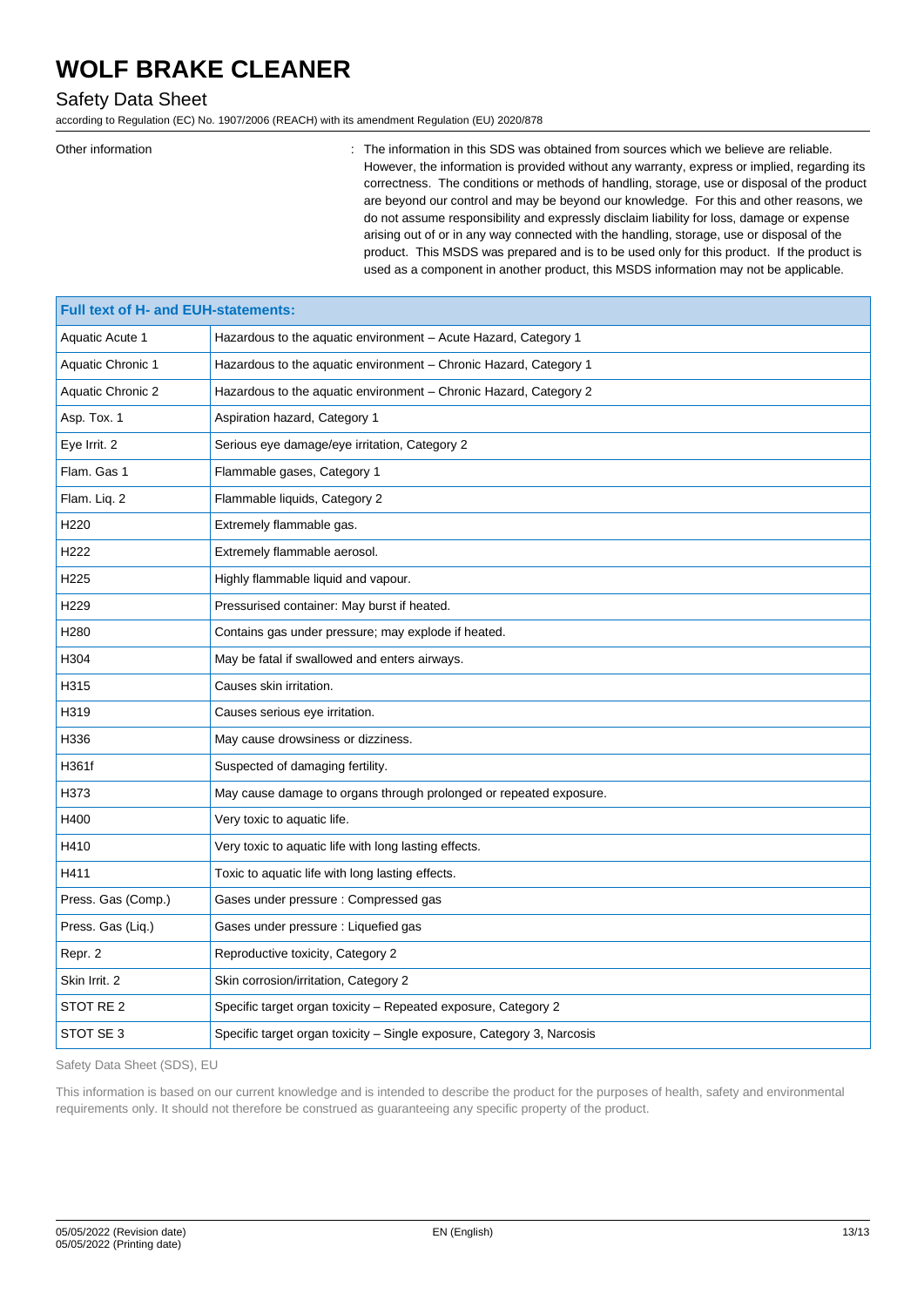Other information : The information in this SDS was obtained from sources which we believe are reliable. However, the information is provided without any warranty, express or implied, regarding its correctness. The conditions or methods of handling, storage, use or disposal of the product are beyond our control and may be beyond our knowledge. For this and other reasons, we do not assume responsibility and expressly disclaim liability for loss, damage or expense arising out of or in any way connected with the handling, storage, use or disposal of the product. This MSDS was prepared and is to be used only for this product. If the product is used as a component in another product, this MSDS information may not be applicable.

| Full text of H- and EUH-statements: | |
|---|---|
| Aquatic Acute 1 | Hazardous to the aquatic environment – Acute Hazard, Category 1 |
| Aquatic Chronic 1 | Hazardous to the aquatic environment – Chronic Hazard, Category 1 |
| Aquatic Chronic 2 | Hazardous to the aquatic environment – Chronic Hazard, Category 2 |
| Asp. Tox. 1 | Aspiration hazard, Category 1 |
| Eye Irrit. 2 | Serious eye damage/eye irritation, Category 2 |
| Flam. Gas 1 | Flammable gases, Category 1 |
| Flam. Liq. 2 | Flammable liquids, Category 2 |
| H220 | Extremely flammable gas. |
| H222 | Extremely flammable aerosol. |
| H225 | Highly flammable liquid and vapour. |
| H229 | Pressurised container: May burst if heated. |
| H280 | Contains gas under pressure; may explode if heated. |
| H304 | May be fatal if swallowed and enters airways. |
| H315 | Causes skin irritation. |
| H319 | Causes serious eye irritation. |
| H336 | May cause drowsiness or dizziness. |
| H361f | Suspected of damaging fertility. |
| H373 | May cause damage to organs through prolonged or repeated exposure. |
| H400 | Very toxic to aquatic life. |
| H410 | Very toxic to aquatic life with long lasting effects. |
| H411 | Toxic to aquatic life with long lasting effects. |
| Press. Gas (Comp.) | Gases under pressure : Compressed gas |
| Press. Gas (Liq.) | Gases under pressure : Liquefied gas |
| Repr. 2 | Reproductive toxicity, Category 2 |
| Skin Irrit. 2 | Skin corrosion/irritation, Category 2 |
| STOT RE 2 | Specific target organ toxicity – Repeated exposure, Category 2 |
| STOT SE 3 | Specific target organ toxicity – Single exposure, Category 3, Narcosis |

Safety Data Sheet (SDS), EU

This information is based on our current knowledge and is intended to describe the product for the purposes of health, safety and environmental requirements only. It should not therefore be construed as guaranteeing any specific property of the product.